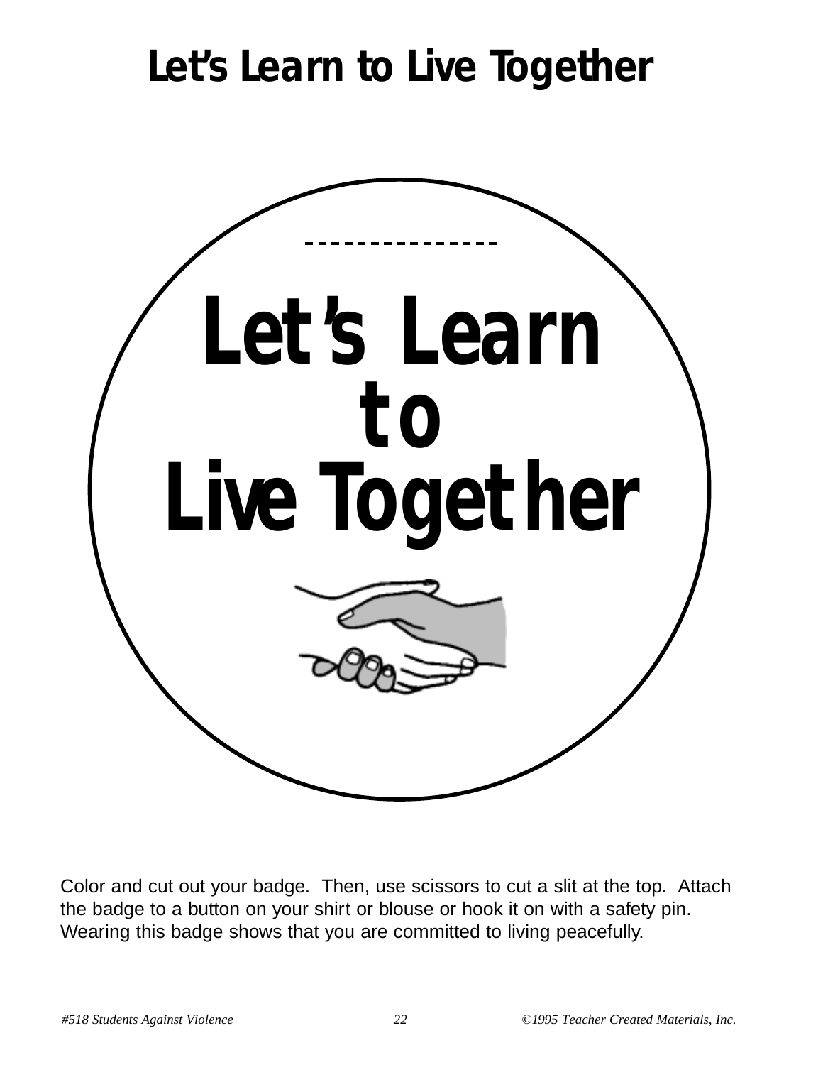# Let's Learn to Live Together

---------------

**Let's Learn**
**to**
**Live Together**

Color and cut out your badge. Then, use scissors to cut a slit at the top. Attach the badge to a button on your shirt or blouse or hook it on with a safety pin. Wearing this badge shows that you are committed to living peacefully.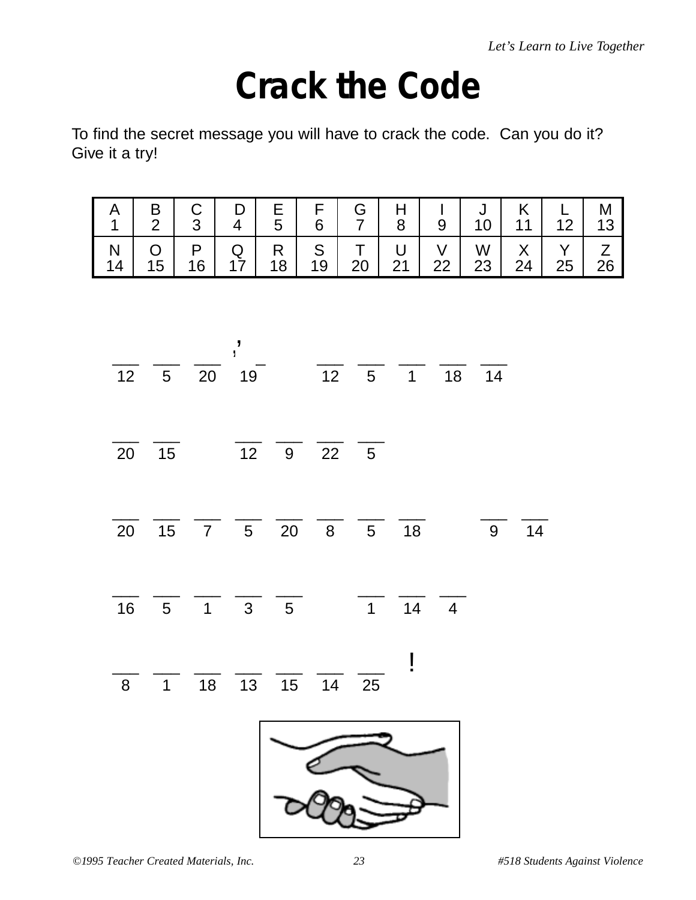# Crack the Code

To find the secret message you will have to crack the code. Can you do it? Give it a try!

| A | B | C | D | E | F | G | H | I | J | K | L | M |
|---|---|---|---|---|---|---|---|---|---|---|---|---|
| 1 | 2 | 3 | 4 | 5 | 6 | 7 | 8 | 9 | 10 | 11 | 12 | 13 |
| **N** | **O** | **P** | **Q** | **R** | **S** | **T** | **U** | **V** | **W** | **X** | **Y** | **Z** |
| 14 | 15 | 16 | 17 | 18 | 19 | 20 | 21 | 22 | 23 | 24 | 25 | 26 |

___ ___ ___ ' ___ &nbsp;&nbsp; ___ ___ ___ ___ ___
12 5 20 ' 19 &nbsp;&nbsp; 12 5 1 18 14

___ ___ &nbsp;&nbsp; ___ ___ ___ ___
20 15 &nbsp;&nbsp; 12 9 22 5

___ ___ ___ ___ ___ ___ ___ ___ &nbsp;&nbsp; ___ ___
20 15 7 5 20 8 5 18 &nbsp;&nbsp; 9 14

___ ___ ___ ___ ___ &nbsp;&nbsp; ___ ___ ___
16 5 1 3 5 &nbsp;&nbsp; 1 14 4

___ ___ ___ ___ ___ ___ ___ !
8 1 18 13 15 14 25 !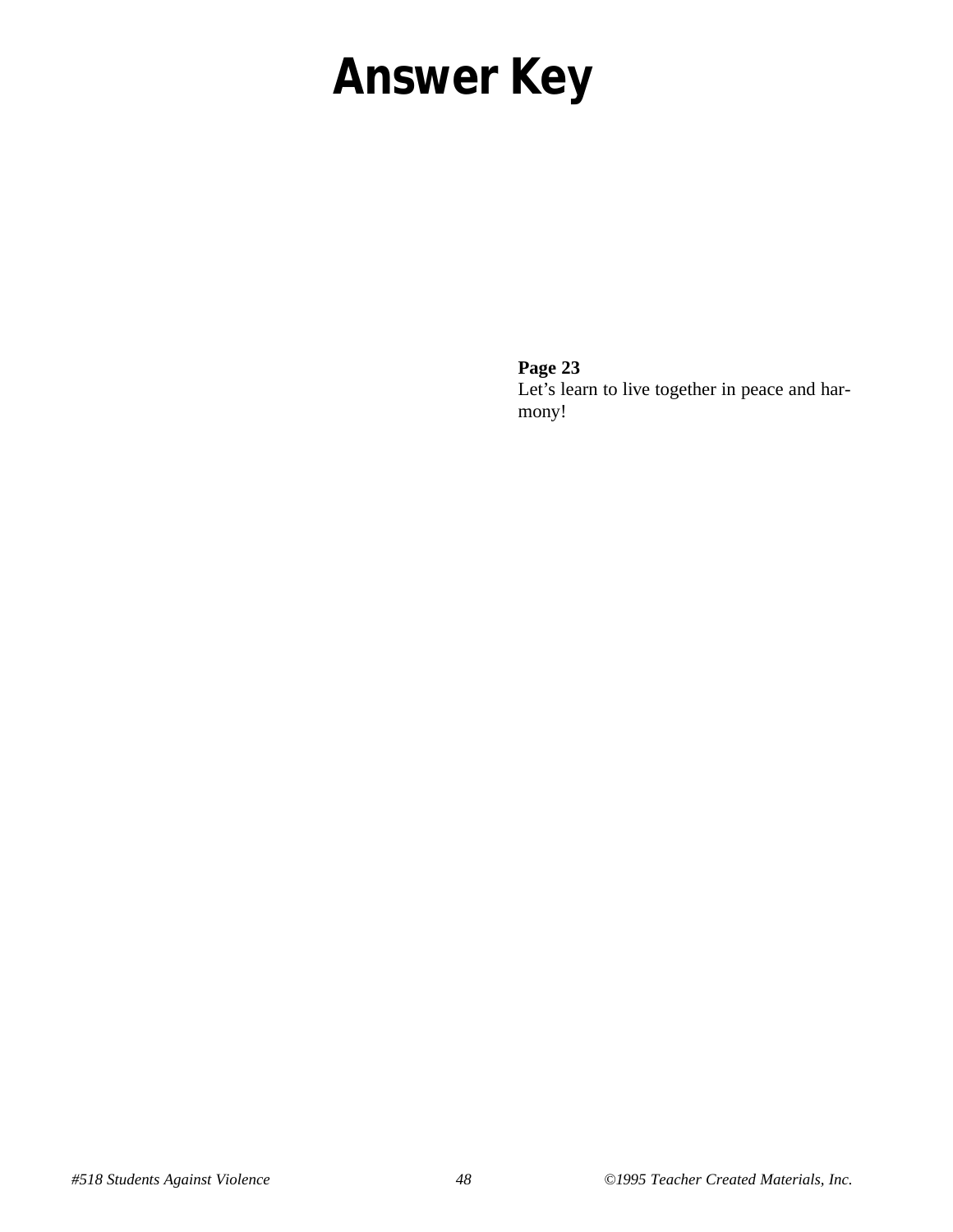# Answer Key

**Page 23**
Let's learn to live together in peace and harmony!